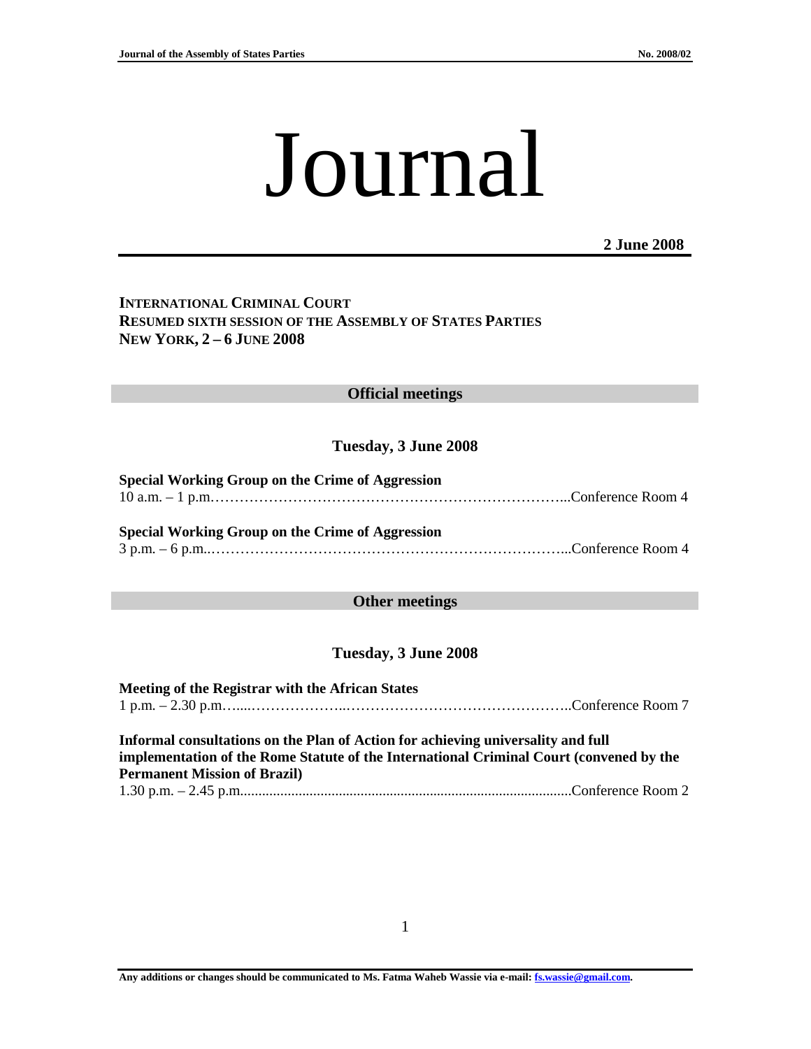# Journal

**2 June 2008**

**INTERNATIONAL CRIMINAL COURT**
**RESUMED SIXTH SESSION OF THE ASSEMBLY OF STATES PARTIES**
**NEW YORK, 2 – 6 JUNE 2008**

## Official meetings

### Tuesday, 3 June 2008

**Special Working Group on the Crime of Aggression**
10 a.m. – 1 p.m.…………………………………………………………………...Conference Room 4

**Special Working Group on the Crime of Aggression**
3 p.m. – 6 p.m..…………………………………………………………………...Conference Room 4

## Other meetings

### Tuesday, 3 June 2008

**Meeting of the Registrar with the African States**
1 p.m. – 2.30 p.m…....………………..………………………………………..Conference Room 7

**Informal consultations on the Plan of Action for achieving universality and full implementation of the Rome Statute of the International Criminal Court (convened by the Permanent Mission of Brazil)**
1.30 p.m. – 2.45 p.m...........................................................................................Conference Room 2

**Any additions or changes should be communicated to Ms. Fatma Waheb Wassie via e-mail: fs.wassie@gmail.com.**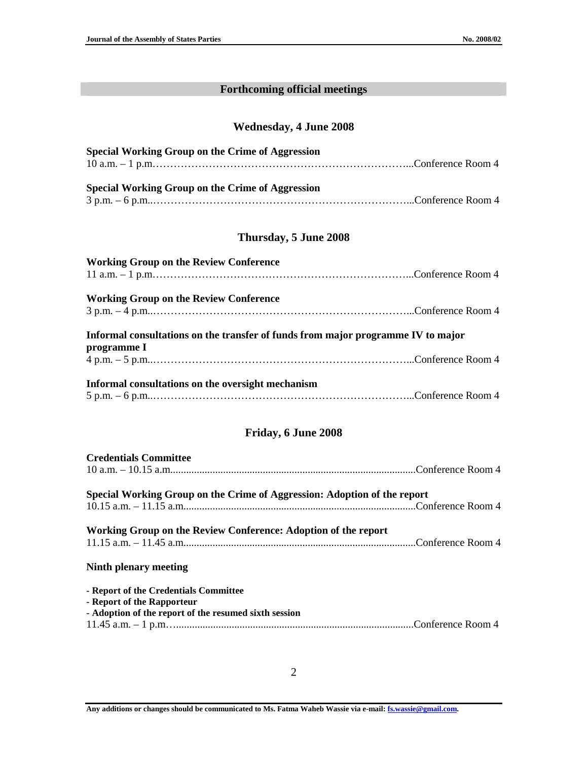## Forthcoming official meetings

### Wednesday, 4 June 2008

**Special Working Group on the Crime of Aggression**
10 a.m. – 1 p.m.…………………………………………………………………...Conference Room 4

**Special Working Group on the Crime of Aggression**
3 p.m. – 6 p.m..…………………………………………………………………...Conference Room 4

### Thursday, 5 June 2008

**Working Group on the Review Conference**
11 a.m. – 1 p.m.…………………………………………………………………...Conference Room 4

**Working Group on the Review Conference**
3 p.m. – 4 p.m..…………………………………………………………………...Conference Room 4

**Informal consultations on the transfer of funds from major programme IV to major programme I**
4 p.m. – 5 p.m..…………………………………………………………………...Conference Room 4

**Informal consultations on the oversight mechanism**
5 p.m. – 6 p.m..…………………………………………………………………...Conference Room 4

### Friday, 6 June 2008

**Credentials Committee**
10 a.m. – 10.15 a.m..............................................................................................Conference Room 4

**Special Working Group on the Crime of Aggression: Adoption of the report**
10.15 a.m. – 11.15 a.m........................................................................................Conference Room 4

**Working Group on the Review Conference: Adoption of the report**
11.15 a.m. – 11.45 a.m........................................................................................Conference Room 4

**Ninth plenary meeting**

- **Report of the Credentials Committee**
- **Report of the Rapporteur**
- **Adoption of the report of the resumed sixth session**

11.45 a.m. – 1 p.m…..........................................................................................Conference Room 4

**Any additions or changes should be communicated to Ms. Fatma Waheb Wassie via e-mail: fs.wassie@gmail.com.**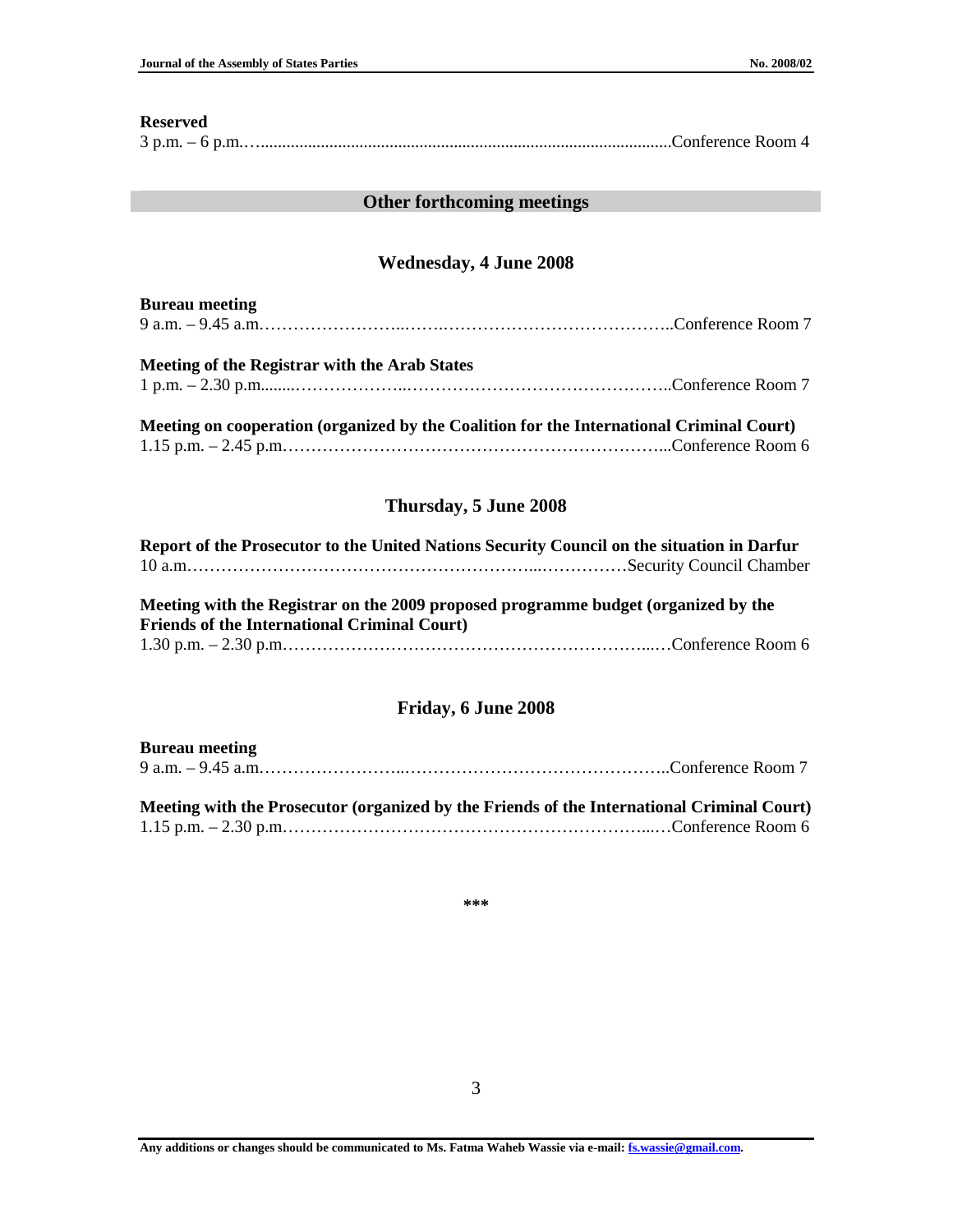**Reserved**
3 p.m. – 6 p.m.…..............................................................................................Conference Room 4

## Other forthcoming meetings

### Wednesday, 4 June 2008

**Bureau meeting**
9 a.m. – 9.45 a.m……………………..…….…………………………………..Conference Room 7

**Meeting of the Registrar with the Arab States**
1 p.m. – 2.30 p.m........………………..………………………………………..Conference Room 7

**Meeting on cooperation (organized by the Coalition for the International Criminal Court)**
1.15 p.m. – 2.45 p.m…………………………………………………………...Conference Room 6

### Thursday, 5 June 2008

**Report of the Prosecutor to the United Nations Security Council on the situation in Darfur**
10 a.m…………………………………………………...……………Security Council Chamber

**Meeting with the Registrar on the 2009 proposed programme budget (organized by the Friends of the International Criminal Court)**
1.30 p.m. – 2.30 p.m……………………………………………………...…Conference Room 6

### Friday, 6 June 2008

**Bureau meeting**
9 a.m. – 9.45 a.m……………………..………………………………………..Conference Room 7

**Meeting with the Prosecutor (organized by the Friends of the International Criminal Court)**
1.15 p.m. – 2.30 p.m……………………………………………………...…Conference Room 6

\*\*\*

**Any additions or changes should be communicated to Ms. Fatma Waheb Wassie via e-mail: fs.wassie@gmail.com.**